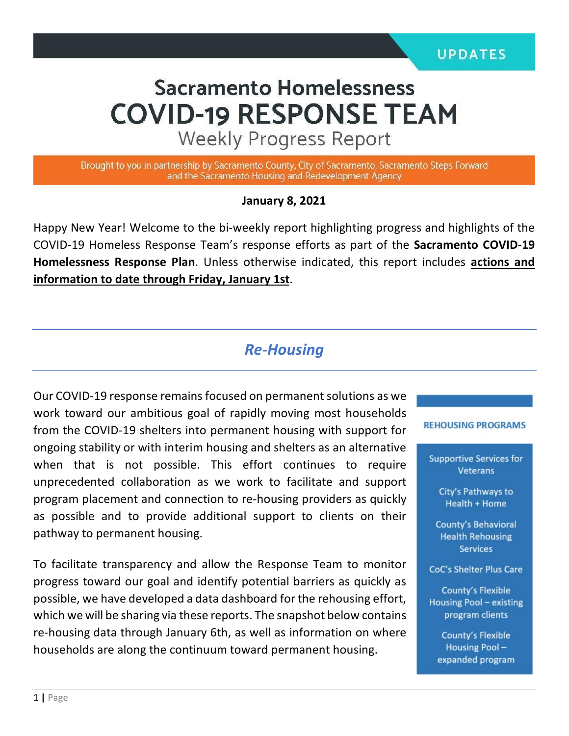UPDATES

# Sacramento Homelessness
# COVID-19 RESPONSE TEAM
## Weekly Progress Report

Brought to you in partnership by Sacramento County, City of Sacramento, Sacramento Steps Forward and the Sacramento Housing and Redevelopment Agency

**January 8, 2021**

Happy New Year! Welcome to the bi-weekly report highlighting progress and highlights of the COVID-19 Homeless Response Team's response efforts as part of the **Sacramento COVID-19 Homelessness Response Plan**. Unless otherwise indicated, this report includes **actions and information to date through Friday, January 1st**.

## *Re-Housing*

Our COVID-19 response remains focused on permanent solutions as we work toward our ambitious goal of rapidly moving most households from the COVID-19 shelters into permanent housing with support for ongoing stability or with interim housing and shelters as an alternative when that is not possible. This effort continues to require unprecedented collaboration as we work to facilitate and support program placement and connection to re-housing providers as quickly as possible and to provide additional support to clients on their pathway to permanent housing.

To facilitate transparency and allow the Response Team to monitor progress toward our goal and identify potential barriers as quickly as possible, we have developed a data dashboard for the rehousing effort, which we will be sharing via these reports. The snapshot below contains re-housing data through January 6th, as well as information on where households are along the continuum toward permanent housing.

**REHOUSING PROGRAMS**

- Supportive Services for Veterans
- City's Pathways to Health + Home
- County's Behavioral Health Rehousing Services
- CoC's Shelter Plus Care
- County's Flexible Housing Pool – existing program clients
- County's Flexible Housing Pool – expanded program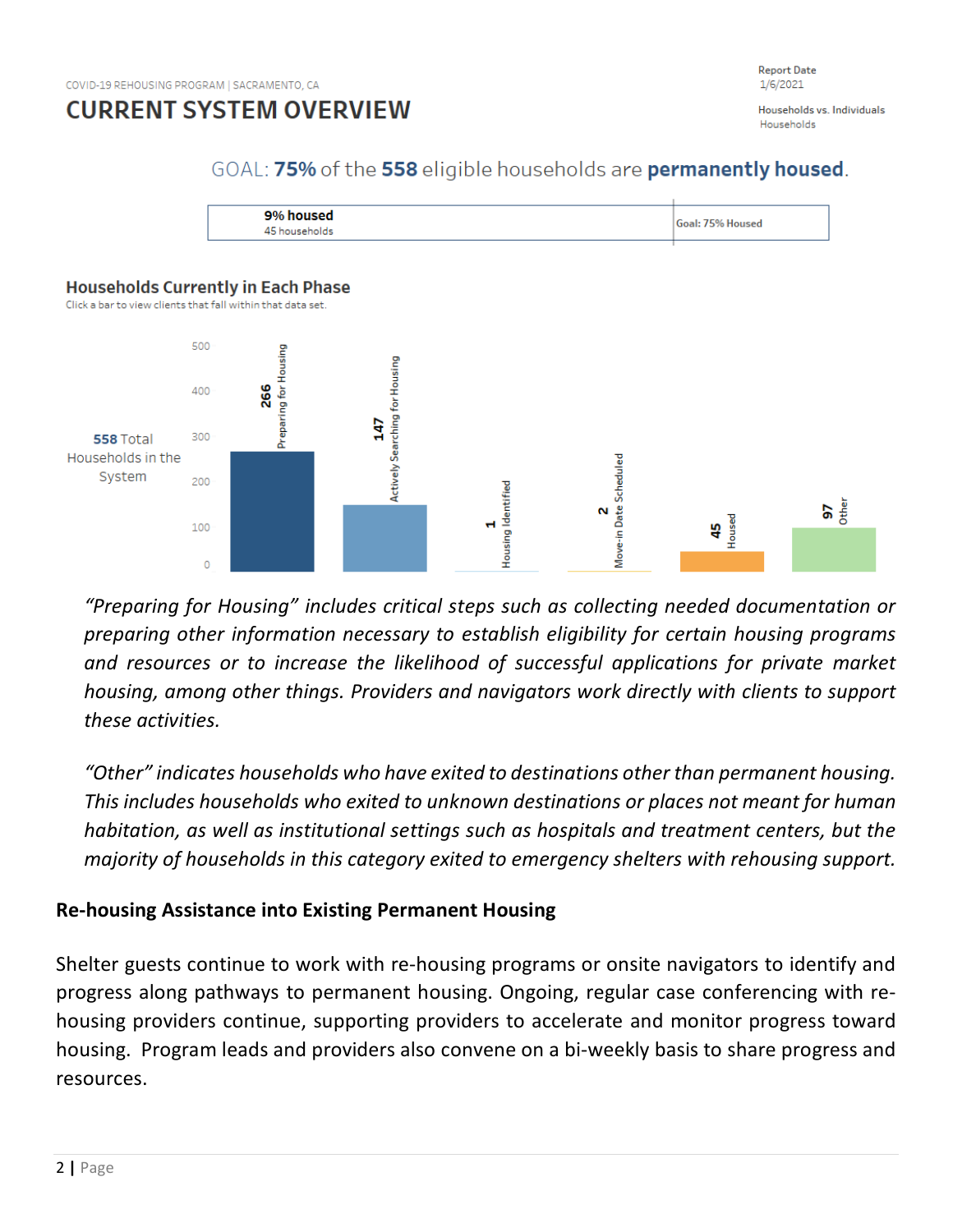COVID-19 REHOUSING PROGRAM | SACRAMENTO, CA

# CURRENT SYSTEM OVERVIEW

Report Date
1/6/2021

Households vs. Individuals
Households

GOAL: **75%** of the **558** eligible households are **permanently housed**.

**9% housed**
45 households

Goal: 75% Housed

## Households Currently in Each Phase

Click a bar to view clients that fall within that data set.

**558** Total Households in the System

| Phase | Households |
|---|---|
| Preparing for Housing | 266 |
| Actively Searching for Housing | 147 |
| Housing Identified | 1 |
| Move-in Date Scheduled | 2 |
| Housed | 45 |
| Other | 97 |

*"Preparing for Housing" includes critical steps such as collecting needed documentation or preparing other information necessary to establish eligibility for certain housing programs and resources or to increase the likelihood of successful applications for private market housing, among other things. Providers and navigators work directly with clients to support these activities.*

*"Other" indicates households who have exited to destinations other than permanent housing. This includes households who exited to unknown destinations or places not meant for human habitation, as well as institutional settings such as hospitals and treatment centers, but the majority of households in this category exited to emergency shelters with rehousing support.*

### Re-housing Assistance into Existing Permanent Housing

Shelter guests continue to work with re-housing programs or onsite navigators to identify and progress along pathways to permanent housing. Ongoing, regular case conferencing with re-housing providers continue, supporting providers to accelerate and monitor progress toward housing. Program leads and providers also convene on a bi-weekly basis to share progress and resources.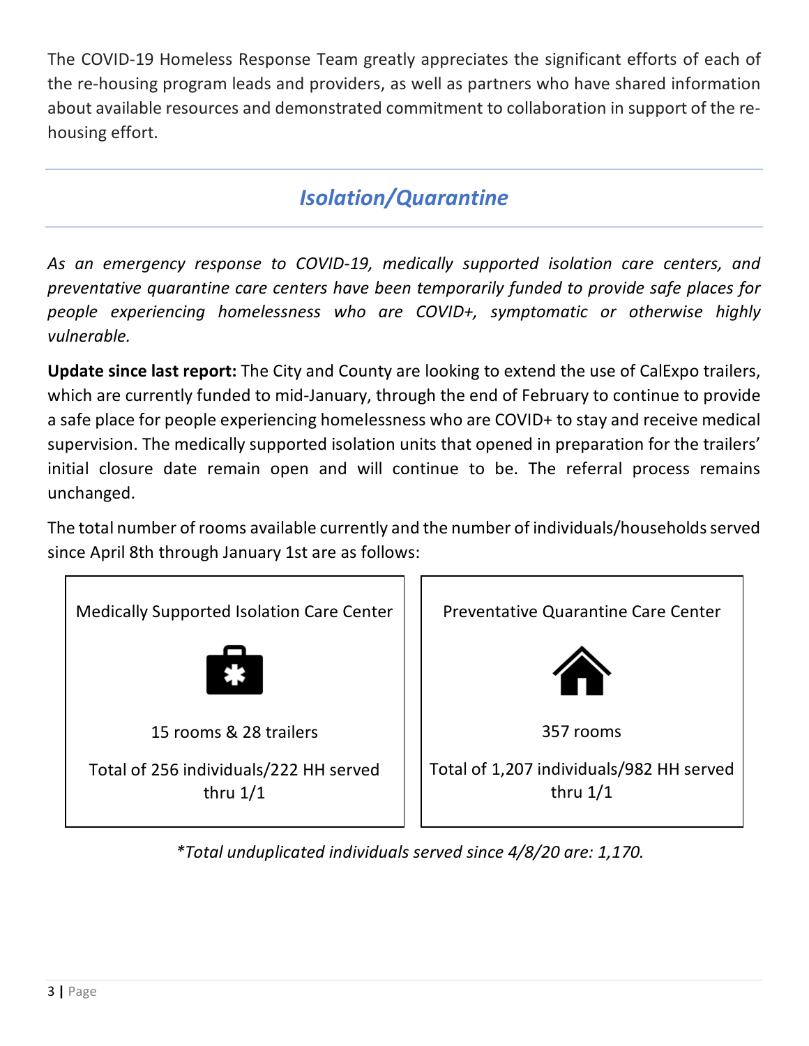The COVID-19 Homeless Response Team greatly appreciates the significant efforts of each of the re-housing program leads and providers, as well as partners who have shared information about available resources and demonstrated commitment to collaboration in support of the re-housing effort.

## *Isolation/Quarantine*

*As an emergency response to COVID-19, medically supported isolation care centers, and preventative quarantine care centers have been temporarily funded to provide safe places for people experiencing homelessness who are COVID+, symptomatic or otherwise highly vulnerable.*

**Update since last report:** The City and County are looking to extend the use of CalExpo trailers, which are currently funded to mid-January, through the end of February to continue to provide a safe place for people experiencing homelessness who are COVID+ to stay and receive medical supervision. The medically supported isolation units that opened in preparation for the trailers' initial closure date remain open and will continue to be. The referral process remains unchanged.

The total number of rooms available currently and the number of individuals/households served since April 8th through January 1st are as follows:

| Medically Supported Isolation Care Center | Preventative Quarantine Care Center |
|---|---|
| 15 rooms & 28 trailers | 357 rooms |
| Total of 256 individuals/222 HH served thru 1/1 | Total of 1,207 individuals/982 HH served thru 1/1 |

*\*Total unduplicated individuals served since 4/8/20 are: 1,170.*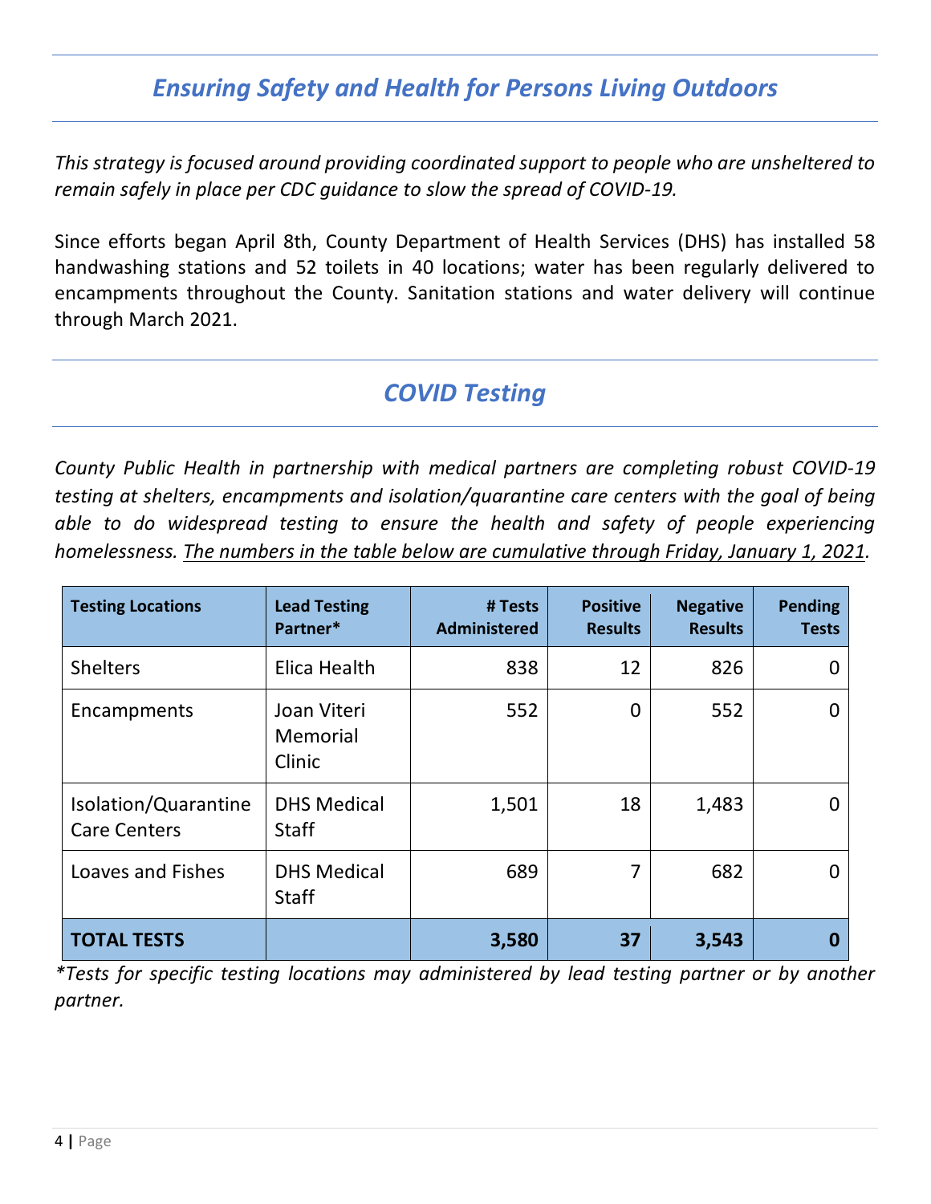## *Ensuring Safety and Health for Persons Living Outdoors*

*This strategy is focused around providing coordinated support to people who are unsheltered to remain safely in place per CDC guidance to slow the spread of COVID-19.*

Since efforts began April 8th, County Department of Health Services (DHS) has installed 58 handwashing stations and 52 toilets in 40 locations; water has been regularly delivered to encampments throughout the County. Sanitation stations and water delivery will continue through March 2021.

## *COVID Testing*

*County Public Health in partnership with medical partners are completing robust COVID-19 testing at shelters, encampments and isolation/quarantine care centers with the goal of being able to do widespread testing to ensure the health and safety of people experiencing homelessness. The numbers in the table below are cumulative through Friday, January 1, 2021.*

| Testing Locations | Lead Testing Partner* | # Tests Administered | Positive Results | Negative Results | Pending Tests |
|---|---|---:|---:|---:|---:|
| Shelters | Elica Health | 838 | 12 | 826 | 0 |
| Encampments | Joan Viteri Memorial Clinic | 552 | 0 | 552 | 0 |
| Isolation/Quarantine Care Centers | DHS Medical Staff | 1,501 | 18 | 1,483 | 0 |
| Loaves and Fishes | DHS Medical Staff | 689 | 7 | 682 | 0 |
| **TOTAL TESTS** | | **3,580** | **37** | **3,543** | **0** |

*\*Tests for specific testing locations may administered by lead testing partner or by another partner.*